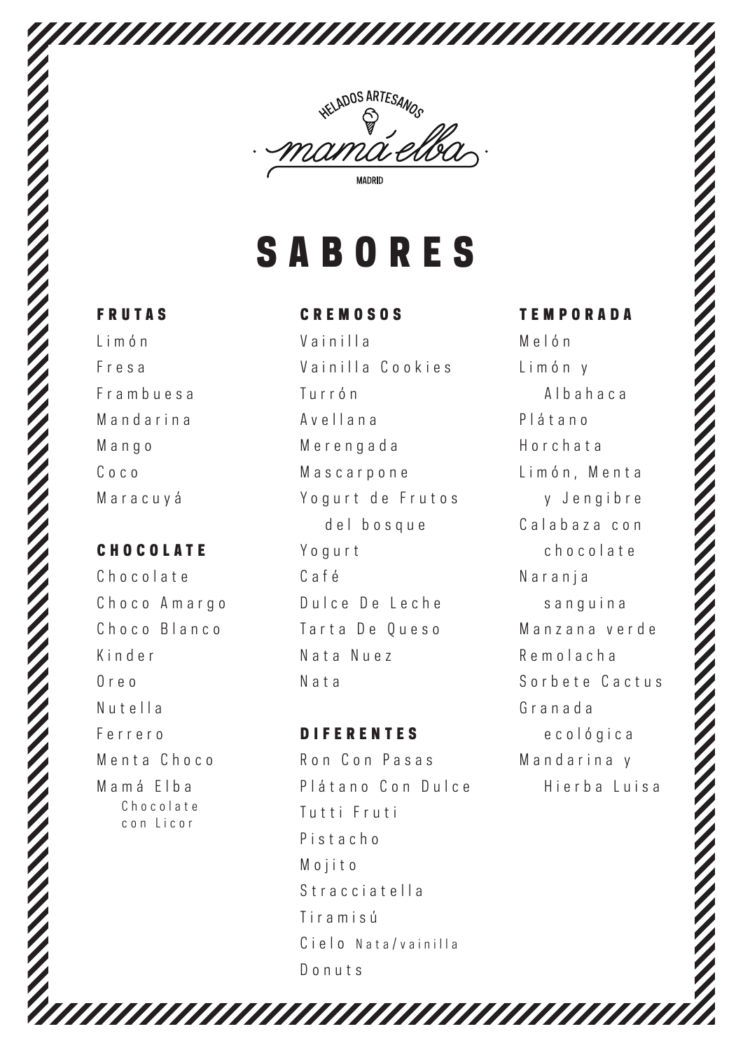HELADOS ARTESANOS

mamá elba

MADRID

# SABORES

## FRUTAS

Limón
Fresa
Frambuesa
Mandarina
Mango
Coco
Maracuyá

## CHOCOLATE

Chocolate
Choco Amargo
Choco Blanco
Kinder
Oreo
Nutella
Ferrero
Menta Choco
Mamá Elba
Chocolate con Licor

## CREMOSOS

Vainilla
Vainilla Cookies
Turrón
Avellana
Merengada
Mascarpone
Yogurt de Frutos del bosque
Yogurt
Café
Dulce De Leche
Tarta De Queso
Nata Nuez
Nata

## DIFERENTES

Ron Con Pasas
Plátano Con Dulce
Tutti Fruti
Pistacho
Mojito
Stracciatella
Tiramisú
Cielo Nata/vainilla
Donuts

## TEMPORADA

Melón
Limón y Albahaca
Plátano
Horchata
Limón, Menta y Jengibre
Calabaza con chocolate
Naranja sanguina
Manzana verde
Remolacha
Sorbete Cactus
Granada ecológica
Mandarina y Hierba Luisa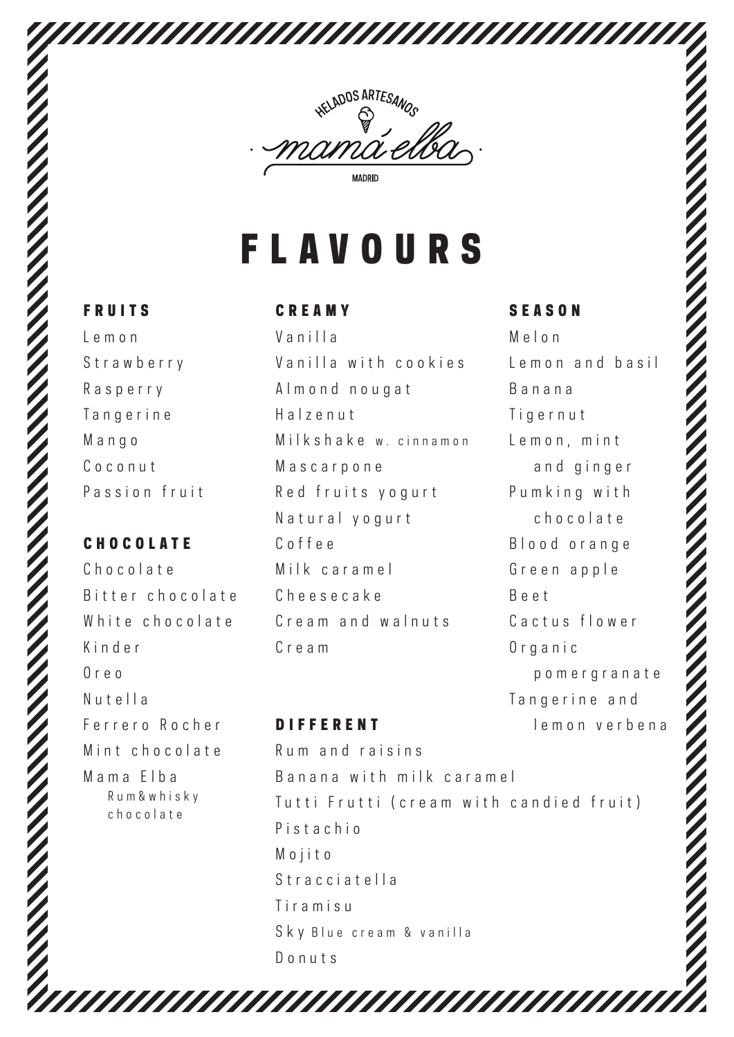HELADOS ARTESANOS

mamá elba

MADRID

# FLAVOURS

## FRUITS

Lemon
Strawberry
Rasperry
Tangerine
Mango
Coconut
Passion fruit

## CHOCOLATE

Chocolate
Bitter chocolate
White chocolate
Kinder
Oreo
Nutella
Ferrero Rocher
Mint chocolate
Mama Elba
Rum&whisky chocolate

## CREAMY

Vanilla
Vanilla with cookies
Almond nougat
Halzenut
Milkshake w. cinnamon
Mascarpone
Red fruits yogurt
Natural yogurt
Coffee
Milk caramel
Cheesecake
Cream and walnuts
Cream

## DIFFERENT

Rum and raisins
Banana with milk caramel
Tutti Frutti (cream with candied fruit)
Pistachio
Mojito
Stracciatella
Tiramisu
Sky Blue cream & vanilla
Donuts

## SEASON

Melon
Lemon and basil
Banana
Tigernut
Lemon, mint and ginger
Pumking with chocolate
Blood orange
Green apple
Beet
Cactus flower
Organic pomergranate
Tangerine and lemon verbena